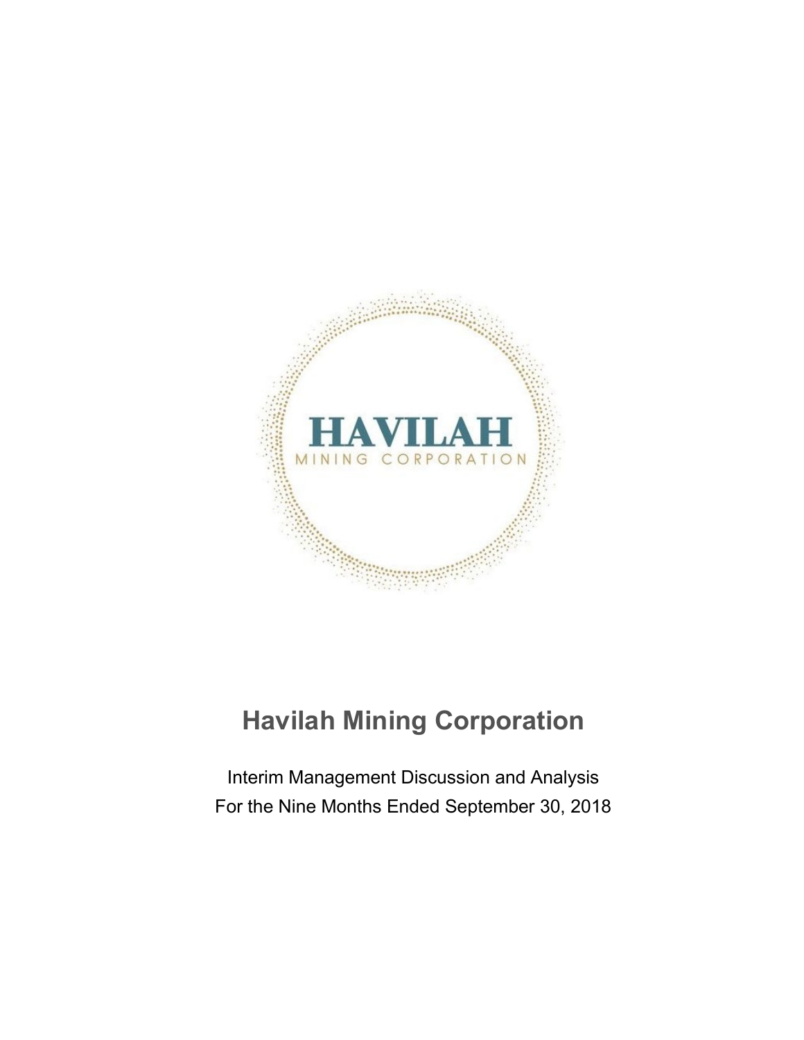HAVILAH

MINING CORPORATION

# Havilah Mining Corporation

Interim Management Discussion and Analysis
For the Nine Months Ended September 30, 2018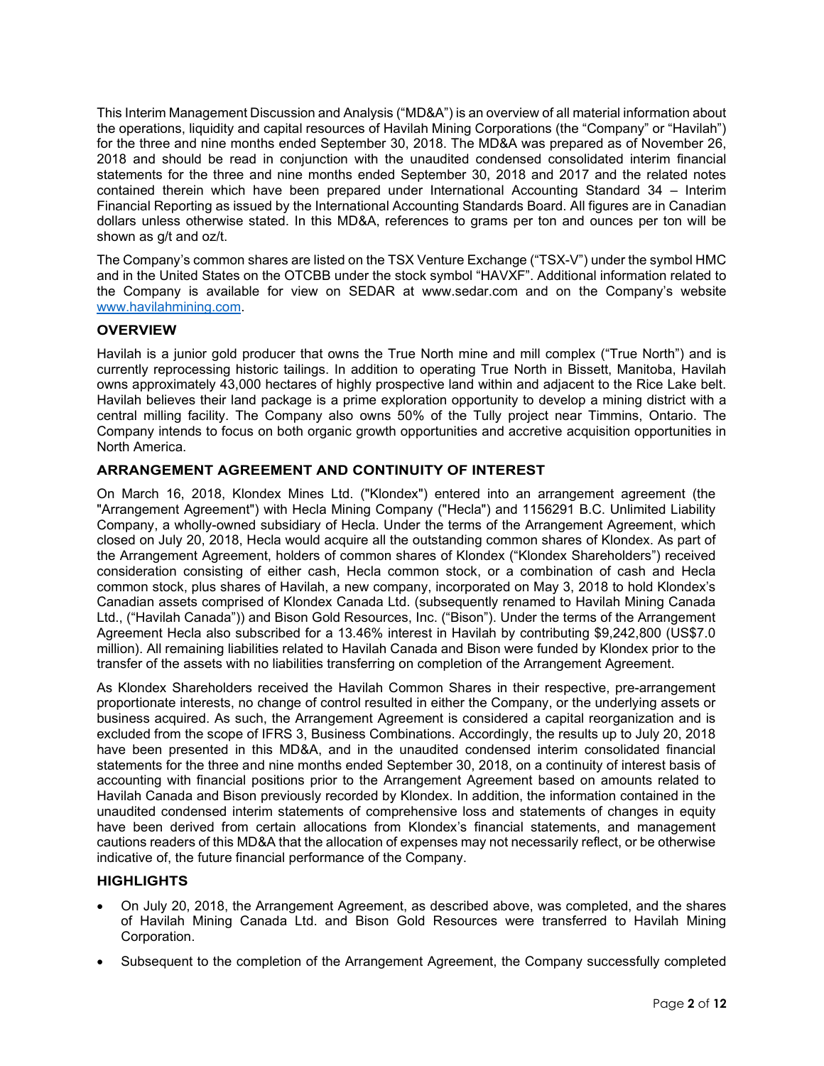This Interim Management Discussion and Analysis ("MD&A") is an overview of all material information about the operations, liquidity and capital resources of Havilah Mining Corporations (the "Company" or "Havilah") for the three and nine months ended September 30, 2018. The MD&A was prepared as of November 26, 2018 and should be read in conjunction with the unaudited condensed consolidated interim financial statements for the three and nine months ended September 30, 2018 and 2017 and the related notes contained therein which have been prepared under International Accounting Standard 34 – Interim Financial Reporting as issued by the International Accounting Standards Board. All figures are in Canadian dollars unless otherwise stated. In this MD&A, references to grams per ton and ounces per ton will be shown as g/t and oz/t.

The Company's common shares are listed on the TSX Venture Exchange ("TSX-V") under the symbol HMC and in the United States on the OTCBB under the stock symbol "HAVXF". Additional information related to the Company is available for view on SEDAR at www.sedar.com and on the Company's website www.havilahmining.com.

## OVERVIEW

Havilah is a junior gold producer that owns the True North mine and mill complex ("True North") and is currently reprocessing historic tailings. In addition to operating True North in Bissett, Manitoba, Havilah owns approximately 43,000 hectares of highly prospective land within and adjacent to the Rice Lake belt. Havilah believes their land package is a prime exploration opportunity to develop a mining district with a central milling facility. The Company also owns 50% of the Tully project near Timmins, Ontario. The Company intends to focus on both organic growth opportunities and accretive acquisition opportunities in North America.

## ARRANGEMENT AGREEMENT AND CONTINUITY OF INTEREST

On March 16, 2018, Klondex Mines Ltd. ("Klondex") entered into an arrangement agreement (the "Arrangement Agreement") with Hecla Mining Company ("Hecla") and 1156291 B.C. Unlimited Liability Company, a wholly-owned subsidiary of Hecla. Under the terms of the Arrangement Agreement, which closed on July 20, 2018, Hecla would acquire all the outstanding common shares of Klondex. As part of the Arrangement Agreement, holders of common shares of Klondex ("Klondex Shareholders") received consideration consisting of either cash, Hecla common stock, or a combination of cash and Hecla common stock, plus shares of Havilah, a new company, incorporated on May 3, 2018 to hold Klondex's Canadian assets comprised of Klondex Canada Ltd. (subsequently renamed to Havilah Mining Canada Ltd., ("Havilah Canada")) and Bison Gold Resources, Inc. ("Bison"). Under the terms of the Arrangement Agreement Hecla also subscribed for a 13.46% interest in Havilah by contributing $9,242,800 (US$7.0 million). All remaining liabilities related to Havilah Canada and Bison were funded by Klondex prior to the transfer of the assets with no liabilities transferring on completion of the Arrangement Agreement.

As Klondex Shareholders received the Havilah Common Shares in their respective, pre-arrangement proportionate interests, no change of control resulted in either the Company, or the underlying assets or business acquired. As such, the Arrangement Agreement is considered a capital reorganization and is excluded from the scope of IFRS 3, Business Combinations. Accordingly, the results up to July 20, 2018 have been presented in this MD&A, and in the unaudited condensed interim consolidated financial statements for the three and nine months ended September 30, 2018, on a continuity of interest basis of accounting with financial positions prior to the Arrangement Agreement based on amounts related to Havilah Canada and Bison previously recorded by Klondex. In addition, the information contained in the unaudited condensed interim statements of comprehensive loss and statements of changes in equity have been derived from certain allocations from Klondex's financial statements, and management cautions readers of this MD&A that the allocation of expenses may not necessarily reflect, or be otherwise indicative of, the future financial performance of the Company.

## HIGHLIGHTS

- On July 20, 2018, the Arrangement Agreement, as described above, was completed, and the shares of Havilah Mining Canada Ltd. and Bison Gold Resources were transferred to Havilah Mining Corporation.
- Subsequent to the completion of the Arrangement Agreement, the Company successfully completed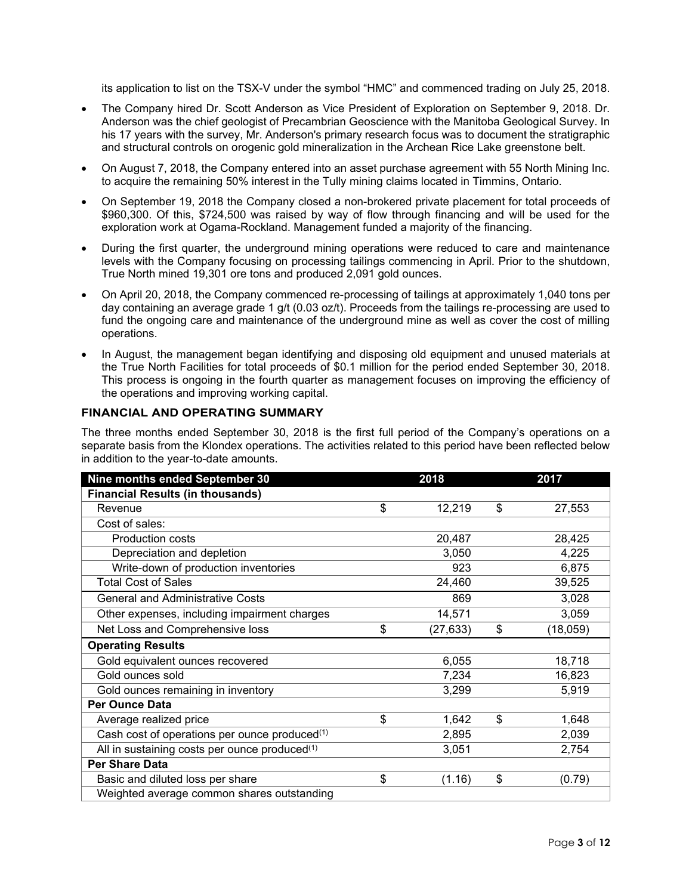its application to list on the TSX-V under the symbol "HMC" and commenced trading on July 25, 2018.

- The Company hired Dr. Scott Anderson as Vice President of Exploration on September 9, 2018. Dr. Anderson was the chief geologist of Precambrian Geoscience with the Manitoba Geological Survey. In his 17 years with the survey, Mr. Anderson's primary research focus was to document the stratigraphic and structural controls on orogenic gold mineralization in the Archean Rice Lake greenstone belt.
- On August 7, 2018, the Company entered into an asset purchase agreement with 55 North Mining Inc. to acquire the remaining 50% interest in the Tully mining claims located in Timmins, Ontario.
- On September 19, 2018 the Company closed a non-brokered private placement for total proceeds of $960,300. Of this, $724,500 was raised by way of flow through financing and will be used for the exploration work at Ogama-Rockland. Management funded a majority of the financing.
- During the first quarter, the underground mining operations were reduced to care and maintenance levels with the Company focusing on processing tailings commencing in April. Prior to the shutdown, True North mined 19,301 ore tons and produced 2,091 gold ounces.
- On April 20, 2018, the Company commenced re-processing of tailings at approximately 1,040 tons per day containing an average grade 1 g/t (0.03 oz/t). Proceeds from the tailings re-processing are used to fund the ongoing care and maintenance of the underground mine as well as cover the cost of milling operations.
- In August, the management began identifying and disposing old equipment and unused materials at the True North Facilities for total proceeds of $0.1 million for the period ended September 30, 2018. This process is ongoing in the fourth quarter as management focuses on improving the efficiency of the operations and improving working capital.

## FINANCIAL AND OPERATING SUMMARY

The three months ended September 30, 2018 is the first full period of the Company's operations on a separate basis from the Klondex operations. The activities related to this period have been reflected below in addition to the year-to-date amounts.

| Nine months ended September 30 | 2018 | 2017 |
|---|---|---|
| **Financial Results (in thousands)** | | |
| Revenue | $ 12,219 | $ 27,553 |
| Cost of sales: | | |
| Production costs | 20,487 | 28,425 |
| Depreciation and depletion | 3,050 | 4,225 |
| Write-down of production inventories | 923 | 6,875 |
| Total Cost of Sales | 24,460 | 39,525 |
| General and Administrative Costs | 869 | 3,028 |
| Other expenses, including impairment charges | 14,571 | 3,059 |
| Net Loss and Comprehensive loss | $ (27,633) | $ (18,059) |
| **Operating Results** | | |
| Gold equivalent ounces recovered | 6,055 | 18,718 |
| Gold ounces sold | 7,234 | 16,823 |
| Gold ounces remaining in inventory | 3,299 | 5,919 |
| **Per Ounce Data** | | |
| Average realized price | $ 1,642 | $ 1,648 |
| Cash cost of operations per ounce produced[1] | 2,895 | 2,039 |
| All in sustaining costs per ounce produced[1] | 3,051 | 2,754 |
| **Per Share Data** | | |
| Basic and diluted loss per share | $ (1.16) | $ (0.79) |
| Weighted average common shares outstanding | | |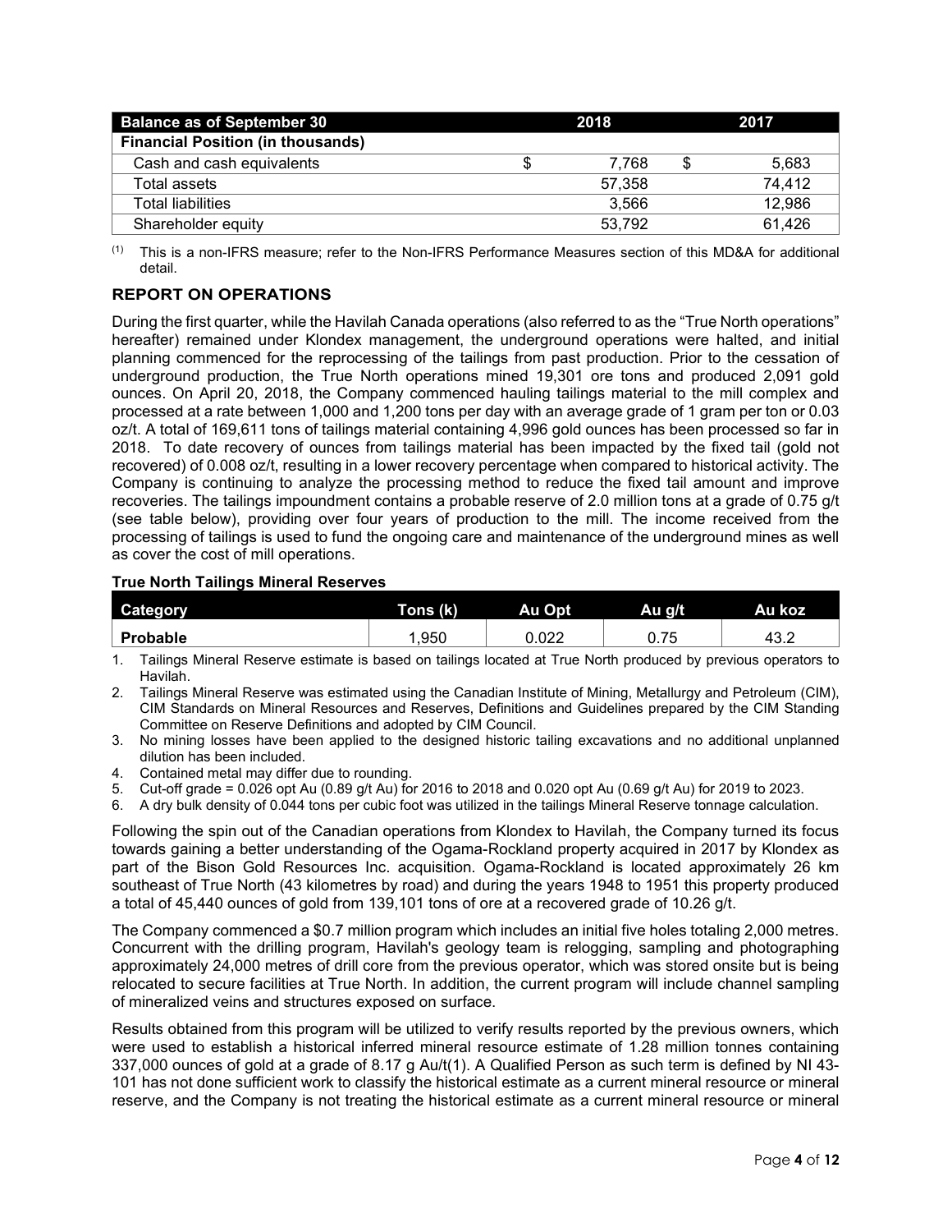| Balance as of September 30 | 2018 | 2017 |
| --- | --- | --- |
| **Financial Position (in thousands)** | | |
| Cash and cash equivalents | $ 7,768 | $ 5,683 |
| Total assets | 57,358 | 74,412 |
| Total liabilities | 3,566 | 12,986 |
| Shareholder equity | 53,792 | 61,426 |

(1) This is a non-IFRS measure; refer to the Non-IFRS Performance Measures section of this MD&A for additional detail.

## REPORT ON OPERATIONS

During the first quarter, while the Havilah Canada operations (also referred to as the "True North operations" hereafter) remained under Klondex management, the underground operations were halted, and initial planning commenced for the reprocessing of the tailings from past production. Prior to the cessation of underground production, the True North operations mined 19,301 ore tons and produced 2,091 gold ounces. On April 20, 2018, the Company commenced hauling tailings material to the mill complex and processed at a rate between 1,000 and 1,200 tons per day with an average grade of 1 gram per ton or 0.03 oz/t. A total of 169,611 tons of tailings material containing 4,996 gold ounces has been processed so far in 2018. To date recovery of ounces from tailings material has been impacted by the fixed tail (gold not recovered) of 0.008 oz/t, resulting in a lower recovery percentage when compared to historical activity. The Company is continuing to analyze the processing method to reduce the fixed tail amount and improve recoveries. The tailings impoundment contains a probable reserve of 2.0 million tons at a grade of 0.75 g/t (see table below), providing over four years of production to the mill. The income received from the processing of tailings is used to fund the ongoing care and maintenance of the underground mines as well as cover the cost of mill operations.

**True North Tailings Mineral Reserves**

| Category | Tons (k) | Au Opt | Au g/t | Au koz |
| --- | --- | --- | --- | --- |
| **Probable** | 1,950 | 0.022 | 0.75 | 43.2 |

1. Tailings Mineral Reserve estimate is based on tailings located at True North produced by previous operators to Havilah.
2. Tailings Mineral Reserve was estimated using the Canadian Institute of Mining, Metallurgy and Petroleum (CIM), CIM Standards on Mineral Resources and Reserves, Definitions and Guidelines prepared by the CIM Standing Committee on Reserve Definitions and adopted by CIM Council.
3. No mining losses have been applied to the designed historic tailing excavations and no additional unplanned dilution has been included.
4. Contained metal may differ due to rounding.
5. Cut-off grade = 0.026 opt Au (0.89 g/t Au) for 2016 to 2018 and 0.020 opt Au (0.69 g/t Au) for 2019 to 2023.
6. A dry bulk density of 0.044 tons per cubic foot was utilized in the tailings Mineral Reserve tonnage calculation.

Following the spin out of the Canadian operations from Klondex to Havilah, the Company turned its focus towards gaining a better understanding of the Ogama-Rockland property acquired in 2017 by Klondex as part of the Bison Gold Resources Inc. acquisition. Ogama-Rockland is located approximately 26 km southeast of True North (43 kilometres by road) and during the years 1948 to 1951 this property produced a total of 45,440 ounces of gold from 139,101 tons of ore at a recovered grade of 10.26 g/t.

The Company commenced a $0.7 million program which includes an initial five holes totaling 2,000 metres. Concurrent with the drilling program, Havilah's geology team is relogging, sampling and photographing approximately 24,000 metres of drill core from the previous operator, which was stored onsite but is being relocated to secure facilities at True North. In addition, the current program will include channel sampling of mineralized veins and structures exposed on surface.

Results obtained from this program will be utilized to verify results reported by the previous owners, which were used to establish a historical inferred mineral resource estimate of 1.28 million tonnes containing 337,000 ounces of gold at a grade of 8.17 g Au/t(1). A Qualified Person as such term is defined by NI 43-101 has not done sufficient work to classify the historical estimate as a current mineral resource or mineral reserve, and the Company is not treating the historical estimate as a current mineral resource or mineral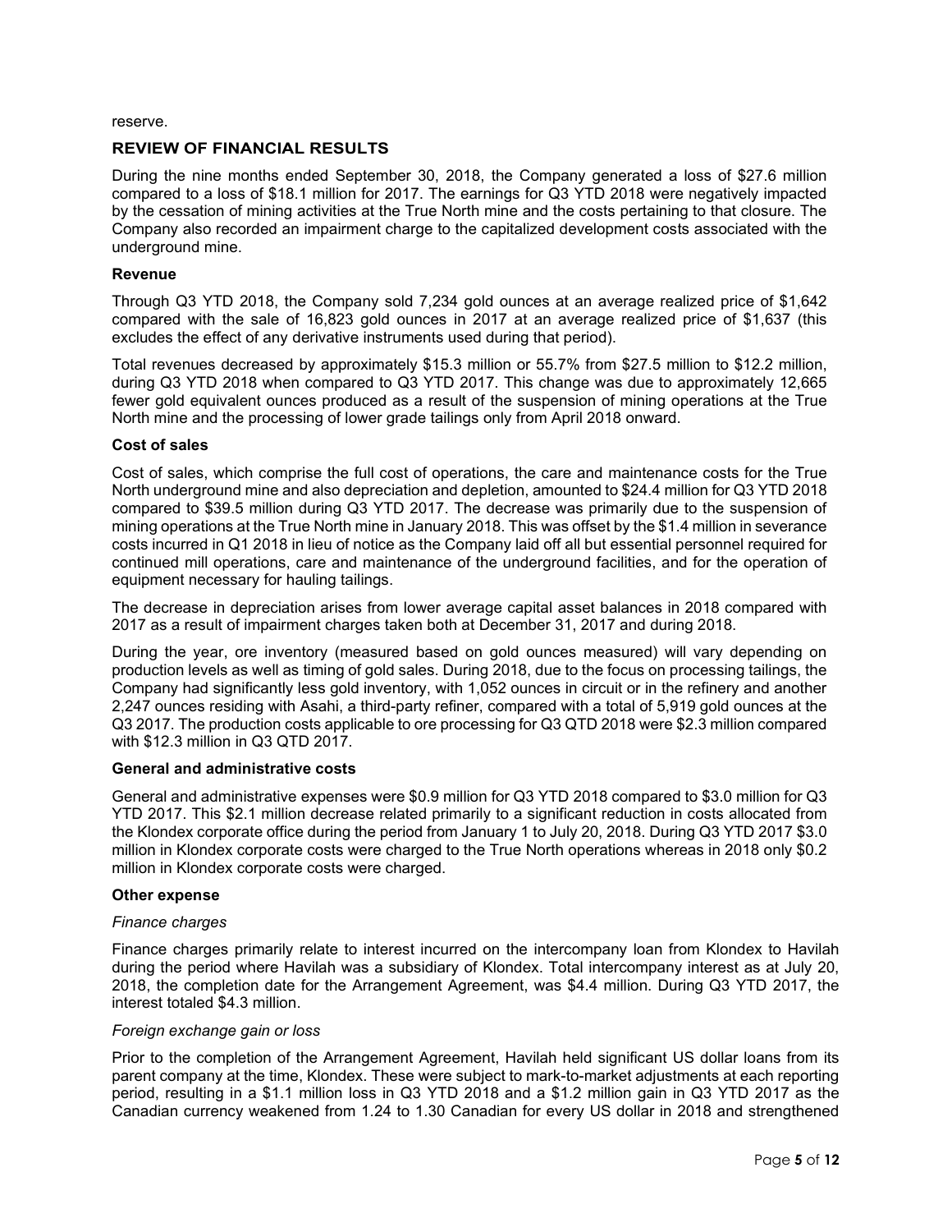reserve.

## REVIEW OF FINANCIAL RESULTS

During the nine months ended September 30, 2018, the Company generated a loss of $27.6 million compared to a loss of $18.1 million for 2017. The earnings for Q3 YTD 2018 were negatively impacted by the cessation of mining activities at the True North mine and the costs pertaining to that closure. The Company also recorded an impairment charge to the capitalized development costs associated with the underground mine.

### Revenue

Through Q3 YTD 2018, the Company sold 7,234 gold ounces at an average realized price of $1,642 compared with the sale of 16,823 gold ounces in 2017 at an average realized price of $1,637 (this excludes the effect of any derivative instruments used during that period).

Total revenues decreased by approximately $15.3 million or 55.7% from $27.5 million to $12.2 million, during Q3 YTD 2018 when compared to Q3 YTD 2017. This change was due to approximately 12,665 fewer gold equivalent ounces produced as a result of the suspension of mining operations at the True North mine and the processing of lower grade tailings only from April 2018 onward.

### Cost of sales

Cost of sales, which comprise the full cost of operations, the care and maintenance costs for the True North underground mine and also depreciation and depletion, amounted to $24.4 million for Q3 YTD 2018 compared to $39.5 million during Q3 YTD 2017. The decrease was primarily due to the suspension of mining operations at the True North mine in January 2018. This was offset by the $1.4 million in severance costs incurred in Q1 2018 in lieu of notice as the Company laid off all but essential personnel required for continued mill operations, care and maintenance of the underground facilities, and for the operation of equipment necessary for hauling tailings.

The decrease in depreciation arises from lower average capital asset balances in 2018 compared with 2017 as a result of impairment charges taken both at December 31, 2017 and during 2018.

During the year, ore inventory (measured based on gold ounces measured) will vary depending on production levels as well as timing of gold sales. During 2018, due to the focus on processing tailings, the Company had significantly less gold inventory, with 1,052 ounces in circuit or in the refinery and another 2,247 ounces residing with Asahi, a third-party refiner, compared with a total of 5,919 gold ounces at the Q3 2017. The production costs applicable to ore processing for Q3 QTD 2018 were $2.3 million compared with $12.3 million in Q3 QTD 2017.

### General and administrative costs

General and administrative expenses were $0.9 million for Q3 YTD 2018 compared to $3.0 million for Q3 YTD 2017. This $2.1 million decrease related primarily to a significant reduction in costs allocated from the Klondex corporate office during the period from January 1 to July 20, 2018. During Q3 YTD 2017 $3.0 million in Klondex corporate costs were charged to the True North operations whereas in 2018 only $0.2 million in Klondex corporate costs were charged.

### Other expense

*Finance charges*

Finance charges primarily relate to interest incurred on the intercompany loan from Klondex to Havilah during the period where Havilah was a subsidiary of Klondex. Total intercompany interest as at July 20, 2018, the completion date for the Arrangement Agreement, was $4.4 million. During Q3 YTD 2017, the interest totaled $4.3 million.

*Foreign exchange gain or loss*

Prior to the completion of the Arrangement Agreement, Havilah held significant US dollar loans from its parent company at the time, Klondex. These were subject to mark-to-market adjustments at each reporting period, resulting in a $1.1 million loss in Q3 YTD 2018 and a $1.2 million gain in Q3 YTD 2017 as the Canadian currency weakened from 1.24 to 1.30 Canadian for every US dollar in 2018 and strengthened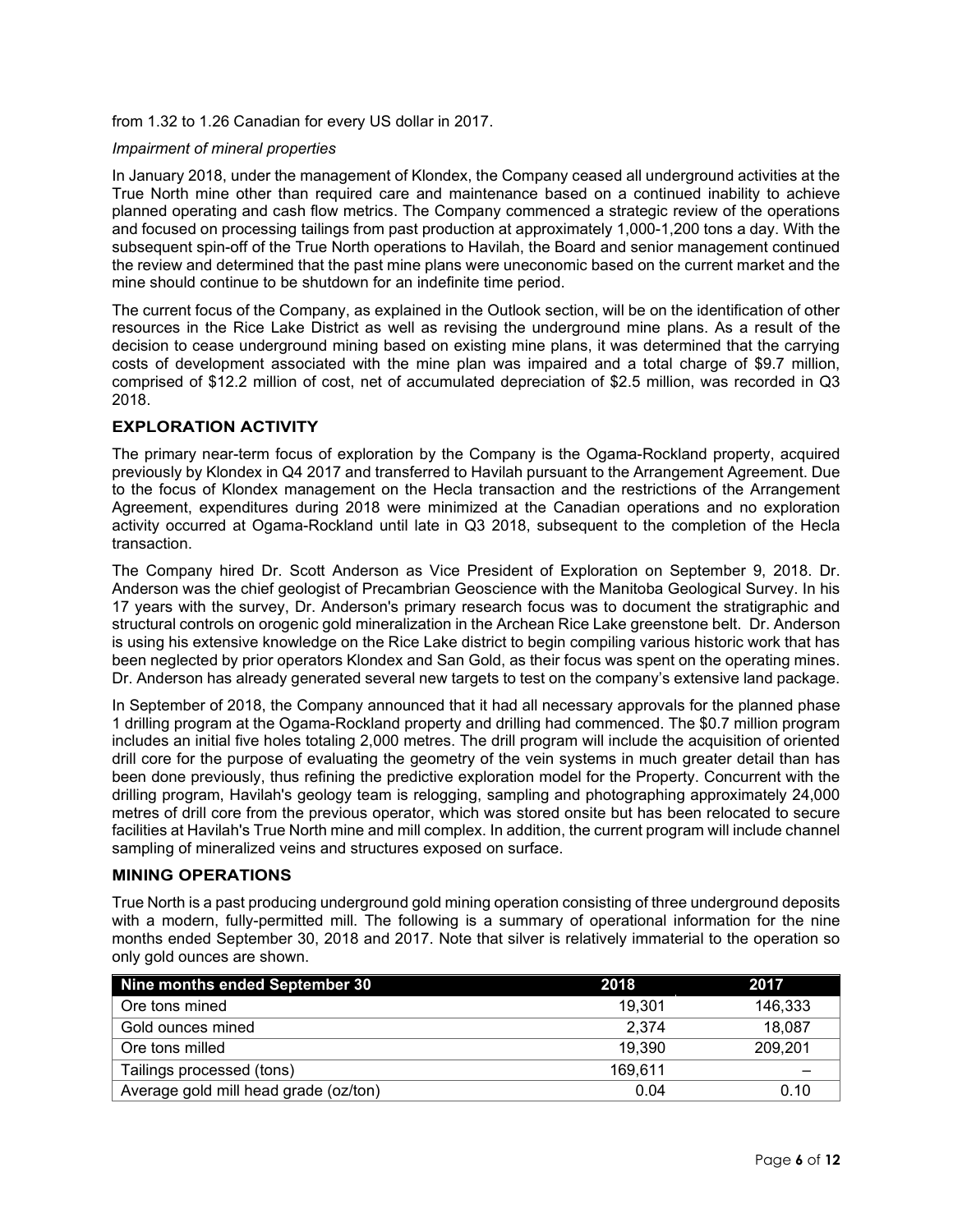from 1.32 to 1.26 Canadian for every US dollar in 2017.

*Impairment of mineral properties*

In January 2018, under the management of Klondex, the Company ceased all underground activities at the True North mine other than required care and maintenance based on a continued inability to achieve planned operating and cash flow metrics. The Company commenced a strategic review of the operations and focused on processing tailings from past production at approximately 1,000-1,200 tons a day. With the subsequent spin-off of the True North operations to Havilah, the Board and senior management continued the review and determined that the past mine plans were uneconomic based on the current market and the mine should continue to be shutdown for an indefinite time period.

The current focus of the Company, as explained in the Outlook section, will be on the identification of other resources in the Rice Lake District as well as revising the underground mine plans. As a result of the decision to cease underground mining based on existing mine plans, it was determined that the carrying costs of development associated with the mine plan was impaired and a total charge of $9.7 million, comprised of $12.2 million of cost, net of accumulated depreciation of $2.5 million, was recorded in Q3 2018.

## EXPLORATION ACTIVITY

The primary near-term focus of exploration by the Company is the Ogama-Rockland property, acquired previously by Klondex in Q4 2017 and transferred to Havilah pursuant to the Arrangement Agreement. Due to the focus of Klondex management on the Hecla transaction and the restrictions of the Arrangement Agreement, expenditures during 2018 were minimized at the Canadian operations and no exploration activity occurred at Ogama-Rockland until late in Q3 2018, subsequent to the completion of the Hecla transaction.

The Company hired Dr. Scott Anderson as Vice President of Exploration on September 9, 2018. Dr. Anderson was the chief geologist of Precambrian Geoscience with the Manitoba Geological Survey. In his 17 years with the survey, Dr. Anderson's primary research focus was to document the stratigraphic and structural controls on orogenic gold mineralization in the Archean Rice Lake greenstone belt. Dr. Anderson is using his extensive knowledge on the Rice Lake district to begin compiling various historic work that has been neglected by prior operators Klondex and San Gold, as their focus was spent on the operating mines. Dr. Anderson has already generated several new targets to test on the company's extensive land package.

In September of 2018, the Company announced that it had all necessary approvals for the planned phase 1 drilling program at the Ogama-Rockland property and drilling had commenced. The $0.7 million program includes an initial five holes totaling 2,000 metres. The drill program will include the acquisition of oriented drill core for the purpose of evaluating the geometry of the vein systems in much greater detail than has been done previously, thus refining the predictive exploration model for the Property. Concurrent with the drilling program, Havilah's geology team is relogging, sampling and photographing approximately 24,000 metres of drill core from the previous operator, which was stored onsite but has been relocated to secure facilities at Havilah's True North mine and mill complex. In addition, the current program will include channel sampling of mineralized veins and structures exposed on surface.

## MINING OPERATIONS

True North is a past producing underground gold mining operation consisting of three underground deposits with a modern, fully-permitted mill. The following is a summary of operational information for the nine months ended September 30, 2018 and 2017. Note that silver is relatively immaterial to the operation so only gold ounces are shown.

| Nine months ended September 30 | 2018 | 2017 |
|---|---|---|
| Ore tons mined | 19,301 | 146,333 |
| Gold ounces mined | 2,374 | 18,087 |
| Ore tons milled | 19,390 | 209,201 |
| Tailings processed (tons) | 169,611 | – |
| Average gold mill head grade (oz/ton) | 0.04 | 0.10 |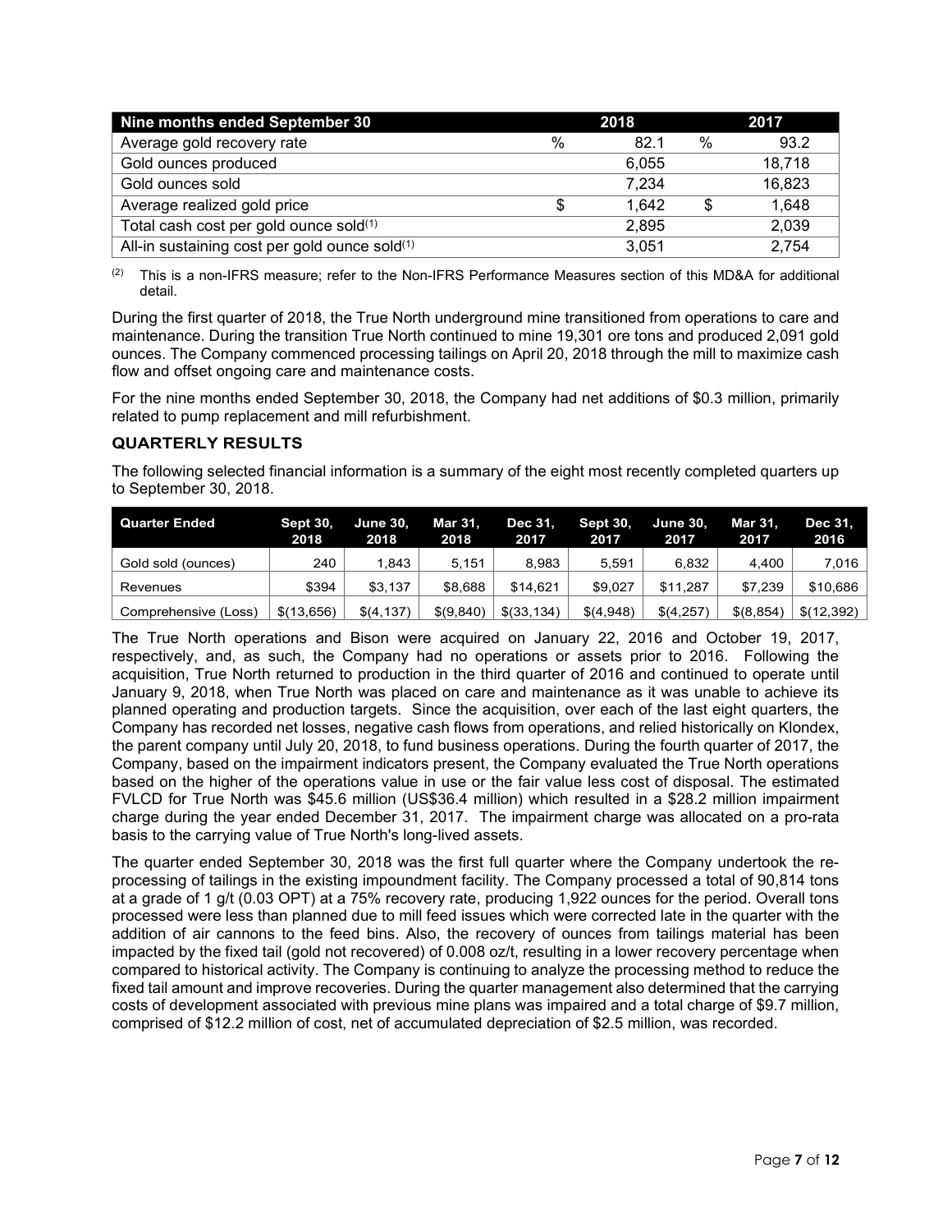| Nine months ended September 30 | | 2018 | | 2017 |
|---|---|---|---|---|
| Average gold recovery rate | % | 82.1 | % | 93.2 |
| Gold ounces produced | | 6,055 | | 18,718 |
| Gold ounces sold | | 7,234 | | 16,823 |
| Average realized gold price | $ | 1,642 | $ | 1,648 |
| Total cash cost per gold ounce sold[1] | | 2,895 | | 2,039 |
| All-in sustaining cost per gold ounce sold[1] | | 3,051 | | 2,754 |

[2] This is a non-IFRS measure; refer to the Non-IFRS Performance Measures section of this MD&A for additional detail.

During the first quarter of 2018, the True North underground mine transitioned from operations to care and maintenance. During the transition True North continued to mine 19,301 ore tons and produced 2,091 gold ounces. The Company commenced processing tailings on April 20, 2018 through the mill to maximize cash flow and offset ongoing care and maintenance costs.

For the nine months ended September 30, 2018, the Company had net additions of $0.3 million, primarily related to pump replacement and mill refurbishment.

## QUARTERLY RESULTS

The following selected financial information is a summary of the eight most recently completed quarters up to September 30, 2018.

| Quarter Ended | Sept 30, 2018 | June 30, 2018 | Mar 31, 2018 | Dec 31, 2017 | Sept 30, 2017 | June 30, 2017 | Mar 31, 2017 | Dec 31, 2016 |
|---|---|---|---|---|---|---|---|---|
| Gold sold (ounces) | 240 | 1,843 | 5,151 | 8,983 | 5,591 | 6,832 | 4,400 | 7,016 |
| Revenues | $394 | $3,137 | $8,688 | $14,621 | $9,027 | $11,287 | $7,239 | $10,686 |
| Comprehensive (Loss) | $(13,656) | $(4,137) | $(9,840) | $(33,134) | $(4,948) | $(4,257) | $(8,854) | $(12,392) |

The True North operations and Bison were acquired on January 22, 2016 and October 19, 2017, respectively, and, as such, the Company had no operations or assets prior to 2016. Following the acquisition, True North returned to production in the third quarter of 2016 and continued to operate until January 9, 2018, when True North was placed on care and maintenance as it was unable to achieve its planned operating and production targets. Since the acquisition, over each of the last eight quarters, the Company has recorded net losses, negative cash flows from operations, and relied historically on Klondex, the parent company until July 20, 2018, to fund business operations. During the fourth quarter of 2017, the Company, based on the impairment indicators present, the Company evaluated the True North operations based on the higher of the operations value in use or the fair value less cost of disposal. The estimated FVLCD for True North was $45.6 million (US$36.4 million) which resulted in a $28.2 million impairment charge during the year ended December 31, 2017. The impairment charge was allocated on a pro-rata basis to the carrying value of True North's long-lived assets.

The quarter ended September 30, 2018 was the first full quarter where the Company undertook the re-processing of tailings in the existing impoundment facility. The Company processed a total of 90,814 tons at a grade of 1 g/t (0.03 OPT) at a 75% recovery rate, producing 1,922 ounces for the period. Overall tons processed were less than planned due to mill feed issues which were corrected late in the quarter with the addition of air cannons to the feed bins. Also, the recovery of ounces from tailings material has been impacted by the fixed tail (gold not recovered) of 0.008 oz/t, resulting in a lower recovery percentage when compared to historical activity. The Company is continuing to analyze the processing method to reduce the fixed tail amount and improve recoveries. During the quarter management also determined that the carrying costs of development associated with previous mine plans was impaired and a total charge of $9.7 million, comprised of $12.2 million of cost, net of accumulated depreciation of $2.5 million, was recorded.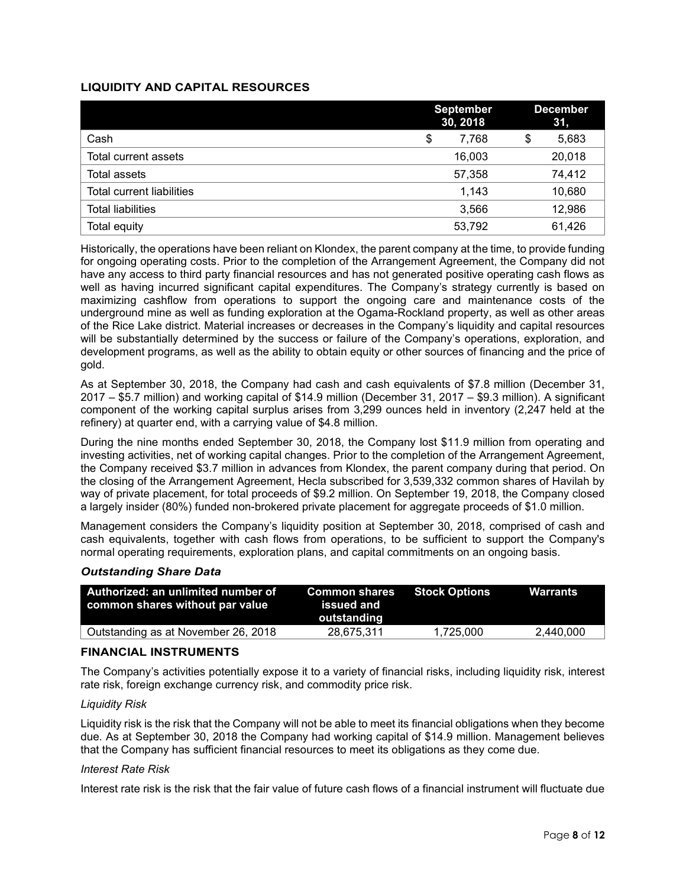## LIQUIDITY AND CAPITAL RESOURCES

| | September 30, 2018 | December 31, |
|---|---|---|
| Cash | $ 7,768 | $ 5,683 |
| Total current assets | 16,003 | 20,018 |
| Total assets | 57,358 | 74,412 |
| Total current liabilities | 1,143 | 10,680 |
| Total liabilities | 3,566 | 12,986 |
| Total equity | 53,792 | 61,426 |

Historically, the operations have been reliant on Klondex, the parent company at the time, to provide funding for ongoing operating costs. Prior to the completion of the Arrangement Agreement, the Company did not have any access to third party financial resources and has not generated positive operating cash flows as well as having incurred significant capital expenditures. The Company's strategy currently is based on maximizing cashflow from operations to support the ongoing care and maintenance costs of the underground mine as well as funding exploration at the Ogama-Rockland property, as well as other areas of the Rice Lake district. Material increases or decreases in the Company's liquidity and capital resources will be substantially determined by the success or failure of the Company's operations, exploration, and development programs, as well as the ability to obtain equity or other sources of financing and the price of gold.

As at September 30, 2018, the Company had cash and cash equivalents of $7.8 million (December 31, 2017 – $5.7 million) and working capital of $14.9 million (December 31, 2017 – $9.3 million). A significant component of the working capital surplus arises from 3,299 ounces held in inventory (2,247 held at the refinery) at quarter end, with a carrying value of $4.8 million.

During the nine months ended September 30, 2018, the Company lost $11.9 million from operating and investing activities, net of working capital changes. Prior to the completion of the Arrangement Agreement, the Company received $3.7 million in advances from Klondex, the parent company during that period. On the closing of the Arrangement Agreement, Hecla subscribed for 3,539,332 common shares of Havilah by way of private placement, for total proceeds of $9.2 million. On September 19, 2018, the Company closed a largely insider (80%) funded non-brokered private placement for aggregate proceeds of $1.0 million.

Management considers the Company's liquidity position at September 30, 2018, comprised of cash and cash equivalents, together with cash flows from operations, to be sufficient to support the Company's normal operating requirements, exploration plans, and capital commitments on an ongoing basis.

### *Outstanding Share Data*

| Authorized: an unlimited number of common shares without par value | Common shares issued and outstanding | Stock Options | Warrants |
|---|---|---|---|
| Outstanding as at November 26, 2018 | 28,675,311 | 1,725,000 | 2,440,000 |

## FINANCIAL INSTRUMENTS

The Company's activities potentially expose it to a variety of financial risks, including liquidity risk, interest rate risk, foreign exchange currency risk, and commodity price risk.

*Liquidity Risk*

Liquidity risk is the risk that the Company will not be able to meet its financial obligations when they become due. As at September 30, 2018 the Company had working capital of $14.9 million. Management believes that the Company has sufficient financial resources to meet its obligations as they come due.

*Interest Rate Risk*

Interest rate risk is the risk that the fair value of future cash flows of a financial instrument will fluctuate due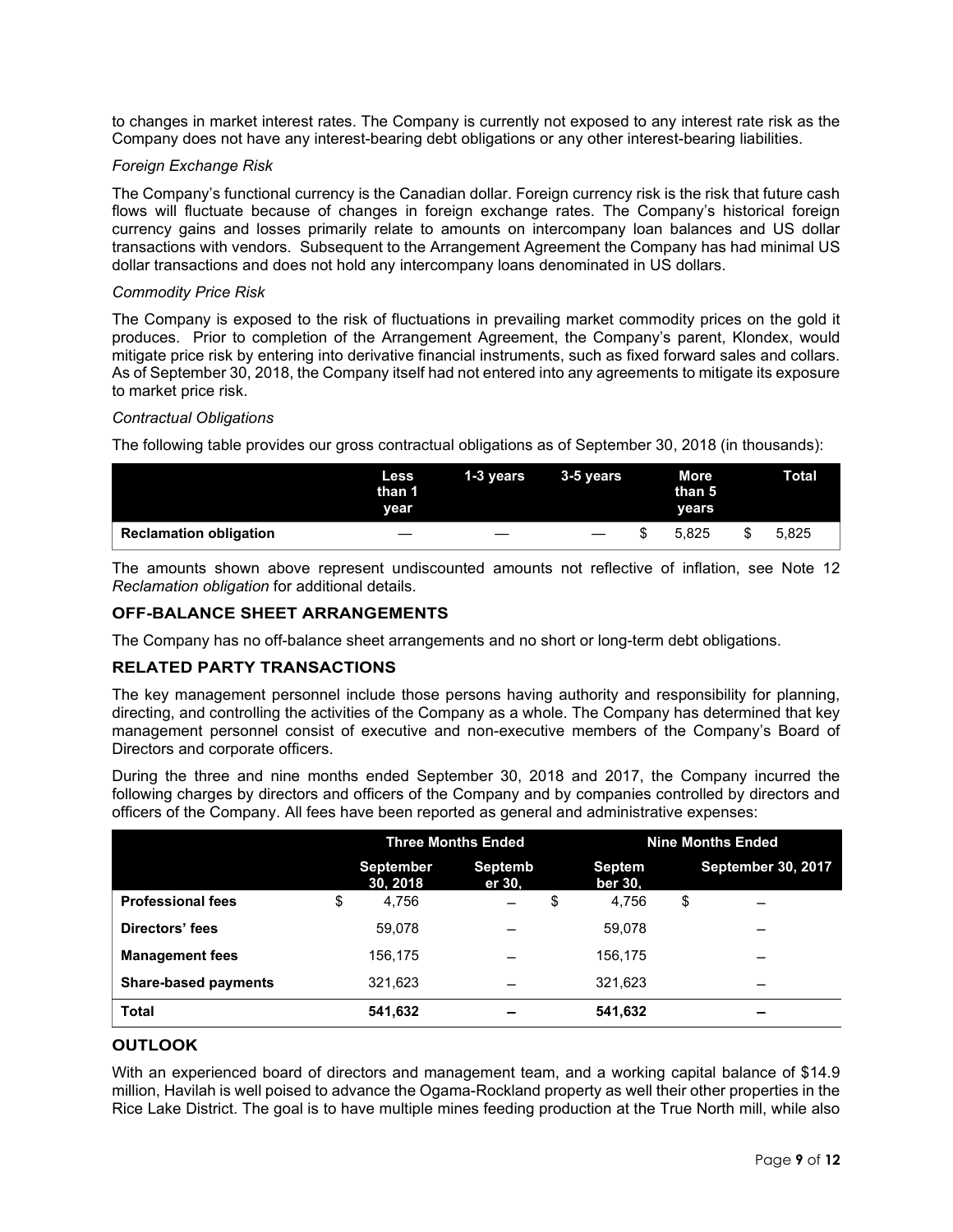to changes in market interest rates. The Company is currently not exposed to any interest rate risk as the Company does not have any interest-bearing debt obligations or any other interest-bearing liabilities.

*Foreign Exchange Risk*

The Company's functional currency is the Canadian dollar. Foreign currency risk is the risk that future cash flows will fluctuate because of changes in foreign exchange rates. The Company's historical foreign currency gains and losses primarily relate to amounts on intercompany loan balances and US dollar transactions with vendors. Subsequent to the Arrangement Agreement the Company has had minimal US dollar transactions and does not hold any intercompany loans denominated in US dollars.

*Commodity Price Risk*

The Company is exposed to the risk of fluctuations in prevailing market commodity prices on the gold it produces. Prior to completion of the Arrangement Agreement, the Company's parent, Klondex, would mitigate price risk by entering into derivative financial instruments, such as fixed forward sales and collars. As of September 30, 2018, the Company itself had not entered into any agreements to mitigate its exposure to market price risk.

*Contractual Obligations*

The following table provides our gross contractual obligations as of September 30, 2018 (in thousands):

| | Less than 1 year | 1-3 years | 3-5 years | More than 5 years | Total |
|---|---|---|---|---|---|
| **Reclamation obligation** | — | — | — | $ 5,825 | $ 5,825 |

The amounts shown above represent undiscounted amounts not reflective of inflation, see Note 12 *Reclamation obligation* for additional details.

## OFF-BALANCE SHEET ARRANGEMENTS

The Company has no off-balance sheet arrangements and no short or long-term debt obligations.

## RELATED PARTY TRANSACTIONS

The key management personnel include those persons having authority and responsibility for planning, directing, and controlling the activities of the Company as a whole. The Company has determined that key management personnel consist of executive and non-executive members of the Company's Board of Directors and corporate officers.

During the three and nine months ended September 30, 2018 and 2017, the Company incurred the following charges by directors and officers of the Company and by companies controlled by directors and officers of the Company. All fees have been reported as general and administrative expenses:

| | Three Months Ended | | Nine Months Ended | |
|---|---|---|---|---|
| | September 30, 2018 | September 30, | September 30, | September 30, 2017 |
| **Professional fees** | $ 4,756 | – | $ 4,756 | $ – |
| **Directors' fees** | 59,078 | – | 59,078 | – |
| **Management fees** | 156,175 | – | 156,175 | – |
| **Share-based payments** | 321,623 | – | 321,623 | – |
| **Total** | **541,632** | **–** | **541,632** | **–** |

## OUTLOOK

With an experienced board of directors and management team, and a working capital balance of $14.9 million, Havilah is well poised to advance the Ogama-Rockland property as well their other properties in the Rice Lake District. The goal is to have multiple mines feeding production at the True North mill, while also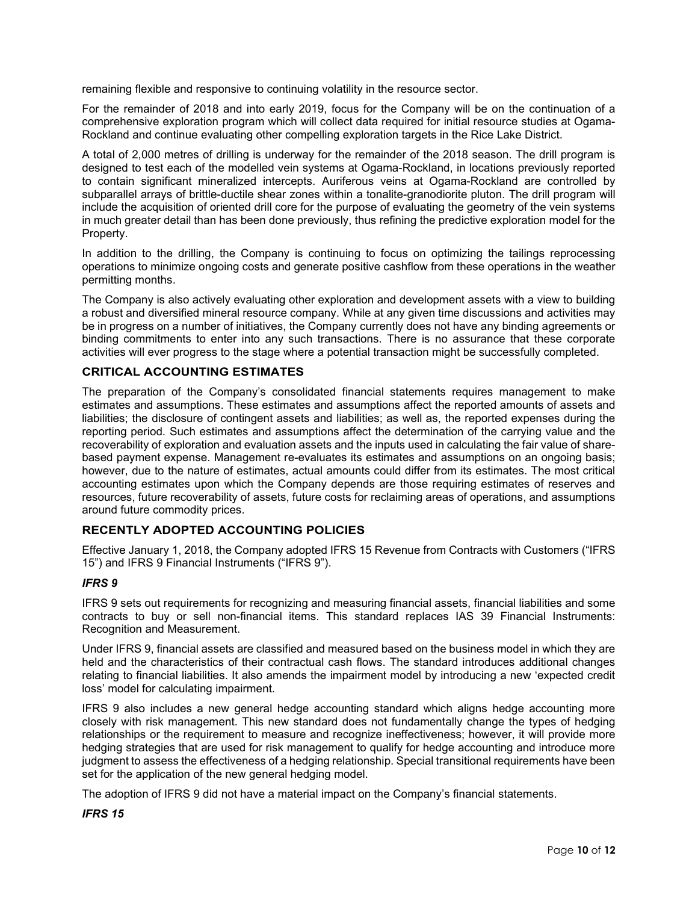remaining flexible and responsive to continuing volatility in the resource sector.

For the remainder of 2018 and into early 2019, focus for the Company will be on the continuation of a comprehensive exploration program which will collect data required for initial resource studies at Ogama-Rockland and continue evaluating other compelling exploration targets in the Rice Lake District.

A total of 2,000 metres of drilling is underway for the remainder of the 2018 season. The drill program is designed to test each of the modelled vein systems at Ogama-Rockland, in locations previously reported to contain significant mineralized intercepts. Auriferous veins at Ogama-Rockland are controlled by subparallel arrays of brittle-ductile shear zones within a tonalite-granodiorite pluton. The drill program will include the acquisition of oriented drill core for the purpose of evaluating the geometry of the vein systems in much greater detail than has been done previously, thus refining the predictive exploration model for the Property.

In addition to the drilling, the Company is continuing to focus on optimizing the tailings reprocessing operations to minimize ongoing costs and generate positive cashflow from these operations in the weather permitting months.

The Company is also actively evaluating other exploration and development assets with a view to building a robust and diversified mineral resource company. While at any given time discussions and activities may be in progress on a number of initiatives, the Company currently does not have any binding agreements or binding commitments to enter into any such transactions. There is no assurance that these corporate activities will ever progress to the stage where a potential transaction might be successfully completed.

## CRITICAL ACCOUNTING ESTIMATES

The preparation of the Company's consolidated financial statements requires management to make estimates and assumptions. These estimates and assumptions affect the reported amounts of assets and liabilities; the disclosure of contingent assets and liabilities; as well as, the reported expenses during the reporting period. Such estimates and assumptions affect the determination of the carrying value and the recoverability of exploration and evaluation assets and the inputs used in calculating the fair value of share-based payment expense. Management re-evaluates its estimates and assumptions on an ongoing basis; however, due to the nature of estimates, actual amounts could differ from its estimates. The most critical accounting estimates upon which the Company depends are those requiring estimates of reserves and resources, future recoverability of assets, future costs for reclaiming areas of operations, and assumptions around future commodity prices.

## RECENTLY ADOPTED ACCOUNTING POLICIES

Effective January 1, 2018, the Company adopted IFRS 15 Revenue from Contracts with Customers ("IFRS 15") and IFRS 9 Financial Instruments ("IFRS 9").

### *IFRS 9*

IFRS 9 sets out requirements for recognizing and measuring financial assets, financial liabilities and some contracts to buy or sell non-financial items. This standard replaces IAS 39 Financial Instruments: Recognition and Measurement.

Under IFRS 9, financial assets are classified and measured based on the business model in which they are held and the characteristics of their contractual cash flows. The standard introduces additional changes relating to financial liabilities. It also amends the impairment model by introducing a new 'expected credit loss' model for calculating impairment.

IFRS 9 also includes a new general hedge accounting standard which aligns hedge accounting more closely with risk management. This new standard does not fundamentally change the types of hedging relationships or the requirement to measure and recognize ineffectiveness; however, it will provide more hedging strategies that are used for risk management to qualify for hedge accounting and introduce more judgment to assess the effectiveness of a hedging relationship. Special transitional requirements have been set for the application of the new general hedging model.

The adoption of IFRS 9 did not have a material impact on the Company's financial statements.

### *IFRS 15*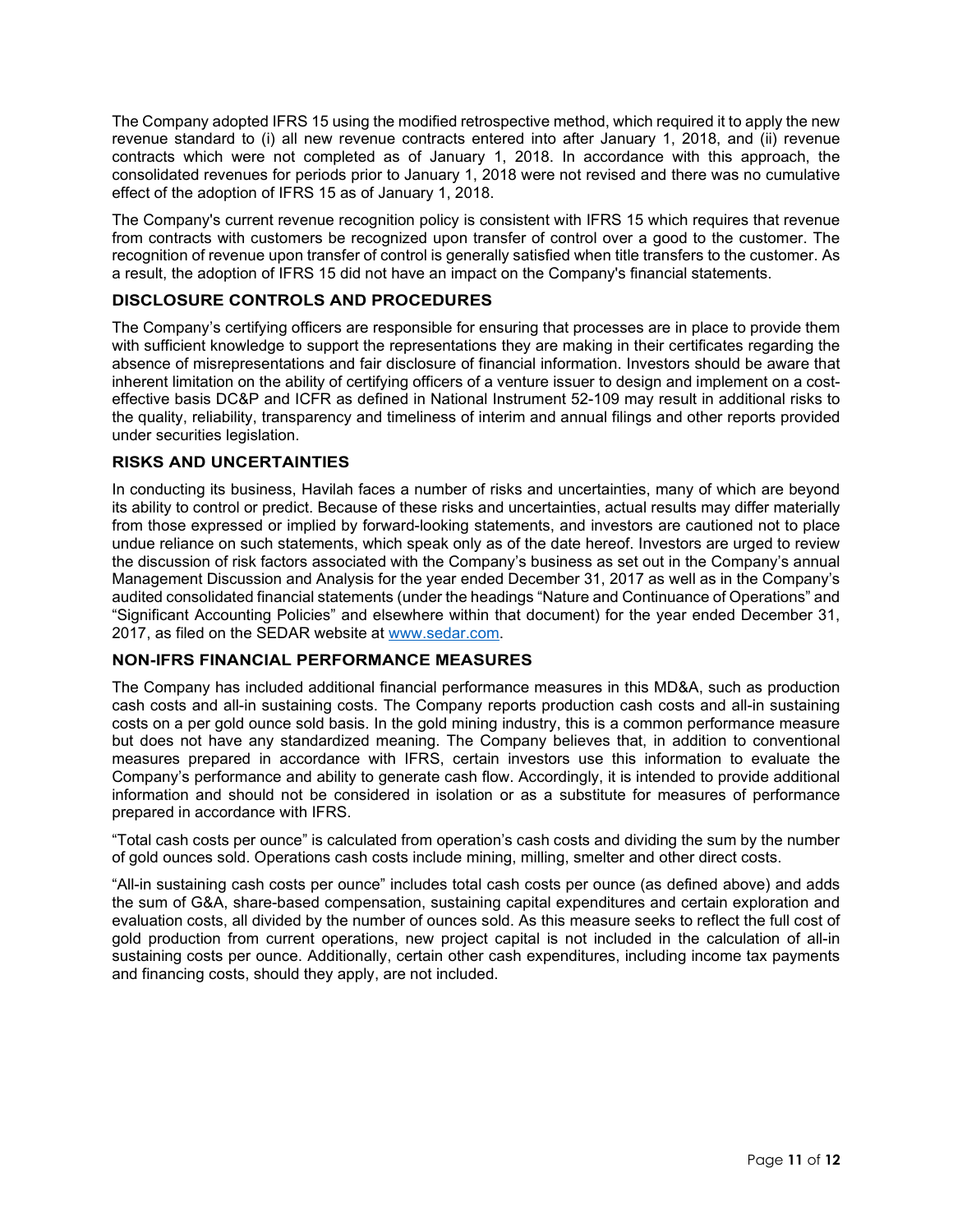The Company adopted IFRS 15 using the modified retrospective method, which required it to apply the new revenue standard to (i) all new revenue contracts entered into after January 1, 2018, and (ii) revenue contracts which were not completed as of January 1, 2018. In accordance with this approach, the consolidated revenues for periods prior to January 1, 2018 were not revised and there was no cumulative effect of the adoption of IFRS 15 as of January 1, 2018.

The Company's current revenue recognition policy is consistent with IFRS 15 which requires that revenue from contracts with customers be recognized upon transfer of control over a good to the customer. The recognition of revenue upon transfer of control is generally satisfied when title transfers to the customer. As a result, the adoption of IFRS 15 did not have an impact on the Company's financial statements.

## DISCLOSURE CONTROLS AND PROCEDURES

The Company's certifying officers are responsible for ensuring that processes are in place to provide them with sufficient knowledge to support the representations they are making in their certificates regarding the absence of misrepresentations and fair disclosure of financial information. Investors should be aware that inherent limitation on the ability of certifying officers of a venture issuer to design and implement on a cost-effective basis DC&P and ICFR as defined in National Instrument 52-109 may result in additional risks to the quality, reliability, transparency and timeliness of interim and annual filings and other reports provided under securities legislation.

## RISKS AND UNCERTAINTIES

In conducting its business, Havilah faces a number of risks and uncertainties, many of which are beyond its ability to control or predict. Because of these risks and uncertainties, actual results may differ materially from those expressed or implied by forward-looking statements, and investors are cautioned not to place undue reliance on such statements, which speak only as of the date hereof. Investors are urged to review the discussion of risk factors associated with the Company's business as set out in the Company's annual Management Discussion and Analysis for the year ended December 31, 2017 as well as in the Company's audited consolidated financial statements (under the headings "Nature and Continuance of Operations" and "Significant Accounting Policies" and elsewhere within that document) for the year ended December 31, 2017, as filed on the SEDAR website at www.sedar.com.

## NON-IFRS FINANCIAL PERFORMANCE MEASURES

The Company has included additional financial performance measures in this MD&A, such as production cash costs and all-in sustaining costs. The Company reports production cash costs and all-in sustaining costs on a per gold ounce sold basis. In the gold mining industry, this is a common performance measure but does not have any standardized meaning. The Company believes that, in addition to conventional measures prepared in accordance with IFRS, certain investors use this information to evaluate the Company's performance and ability to generate cash flow. Accordingly, it is intended to provide additional information and should not be considered in isolation or as a substitute for measures of performance prepared in accordance with IFRS.

"Total cash costs per ounce" is calculated from operation's cash costs and dividing the sum by the number of gold ounces sold. Operations cash costs include mining, milling, smelter and other direct costs.

"All-in sustaining cash costs per ounce" includes total cash costs per ounce (as defined above) and adds the sum of G&A, share-based compensation, sustaining capital expenditures and certain exploration and evaluation costs, all divided by the number of ounces sold. As this measure seeks to reflect the full cost of gold production from current operations, new project capital is not included in the calculation of all-in sustaining costs per ounce. Additionally, certain other cash expenditures, including income tax payments and financing costs, should they apply, are not included.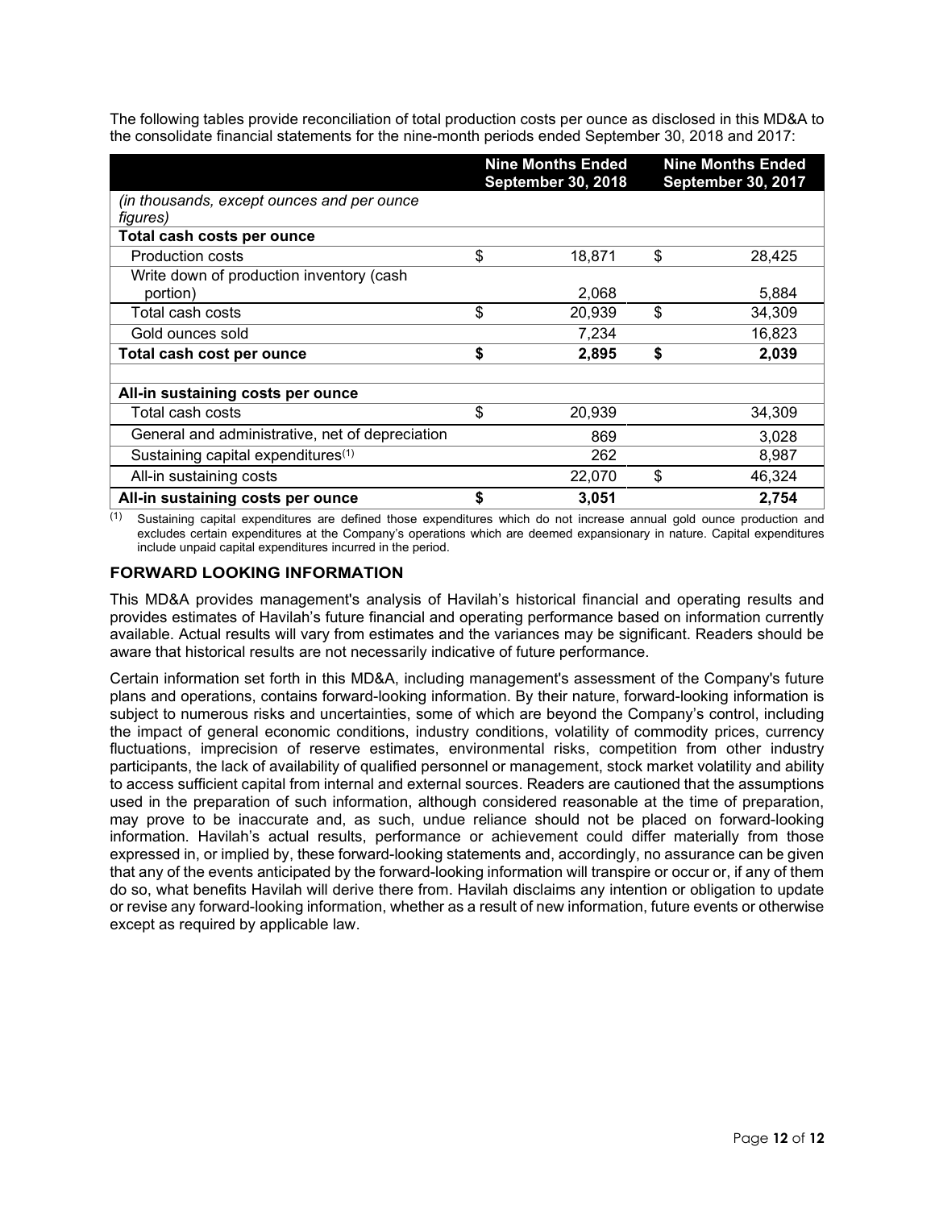The following tables provide reconciliation of total production costs per ounce as disclosed in this MD&A to the consolidate financial statements for the nine-month periods ended September 30, 2018 and 2017:

| | Nine Months Ended September 30, 2018 | Nine Months Ended September 30, 2017 |
|---|---|---|
| *(in thousands, except ounces and per ounce figures)* | | |
| **Total cash costs per ounce** | | |
| Production costs | $ 18,871 | $ 28,425 |
| Write down of production inventory (cash portion) | 2,068 | 5,884 |
| Total cash costs | $ 20,939 | $ 34,309 |
| Gold ounces sold | 7,234 | 16,823 |
| **Total cash cost per ounce** | **$ 2,895** | **$ 2,039** |
| | | |
| **All-in sustaining costs per ounce** | | |
| Total cash costs | $ 20,939 | 34,309 |
| General and administrative, net of depreciation | 869 | 3,028 |
| Sustaining capital expenditures[(1)] | 262 | 8,987 |
| All-in sustaining costs | 22,070 | $ 46,324 |
| **All-in sustaining costs per ounce** | **$ 3,051** | **2,754** |

(1) Sustaining capital expenditures are defined those expenditures which do not increase annual gold ounce production and excludes certain expenditures at the Company's operations which are deemed expansionary in nature. Capital expenditures include unpaid capital expenditures incurred in the period.

## FORWARD LOOKING INFORMATION

This MD&A provides management's analysis of Havilah's historical financial and operating results and provides estimates of Havilah's future financial and operating performance based on information currently available. Actual results will vary from estimates and the variances may be significant. Readers should be aware that historical results are not necessarily indicative of future performance.

Certain information set forth in this MD&A, including management's assessment of the Company's future plans and operations, contains forward-looking information. By their nature, forward-looking information is subject to numerous risks and uncertainties, some of which are beyond the Company's control, including the impact of general economic conditions, industry conditions, volatility of commodity prices, currency fluctuations, imprecision of reserve estimates, environmental risks, competition from other industry participants, the lack of availability of qualified personnel or management, stock market volatility and ability to access sufficient capital from internal and external sources. Readers are cautioned that the assumptions used in the preparation of such information, although considered reasonable at the time of preparation, may prove to be inaccurate and, as such, undue reliance should not be placed on forward-looking information. Havilah's actual results, performance or achievement could differ materially from those expressed in, or implied by, these forward-looking statements and, accordingly, no assurance can be given that any of the events anticipated by the forward-looking information will transpire or occur or, if any of them do so, what benefits Havilah will derive there from. Havilah disclaims any intention or obligation to update or revise any forward-looking information, whether as a result of new information, future events or otherwise except as required by applicable law.